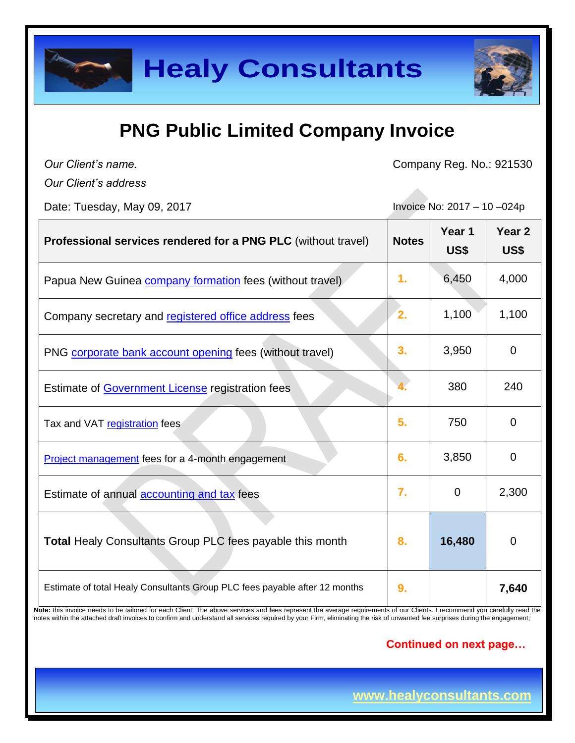# Healy Consultants

## PNG Public Limited Company Invoice

*Our Client's name.*
*Our Client's address*

Company Reg. No.: 921530

Date: Tuesday, May 09, 2017

Invoice No: 2017 – 10 –024p

| **Professional services rendered for a PNG PLC** (without travel) | **Notes** | **Year 1 US$** | **Year 2 US$** |
|---|---|---|---|
| Papua New Guinea company formation fees (without travel) | 1. | 6,450 | 4,000 |
| Company secretary and registered office address fees | 2. | 1,100 | 1,100 |
| PNG corporate bank account opening fees (without travel) | 3. | 3,950 | 0 |
| Estimate of Government License registration fees | 4. | 380 | 240 |
| Tax and VAT registration fees | 5. | 750 | 0 |
| Project management fees for a 4-month engagement | 6. | 3,850 | 0 |
| Estimate of annual accounting and tax fees | 7. | 0 | 2,300 |
| **Total** Healy Consultants Group PLC fees payable this month | 8. | **16,480** | 0 |
| Estimate of total Healy Consultants Group PLC fees payable after 12 months | 9. | | **7,640** |

**Note:** this invoice needs to be tailored for each Client. The above services and fees represent the average requirements of our Clients. I recommend you carefully read the notes within the attached draft invoices to confirm and understand all services required by your Firm, eliminating the risk of unwanted fee surprises during the engagement;

**Continued on next page…**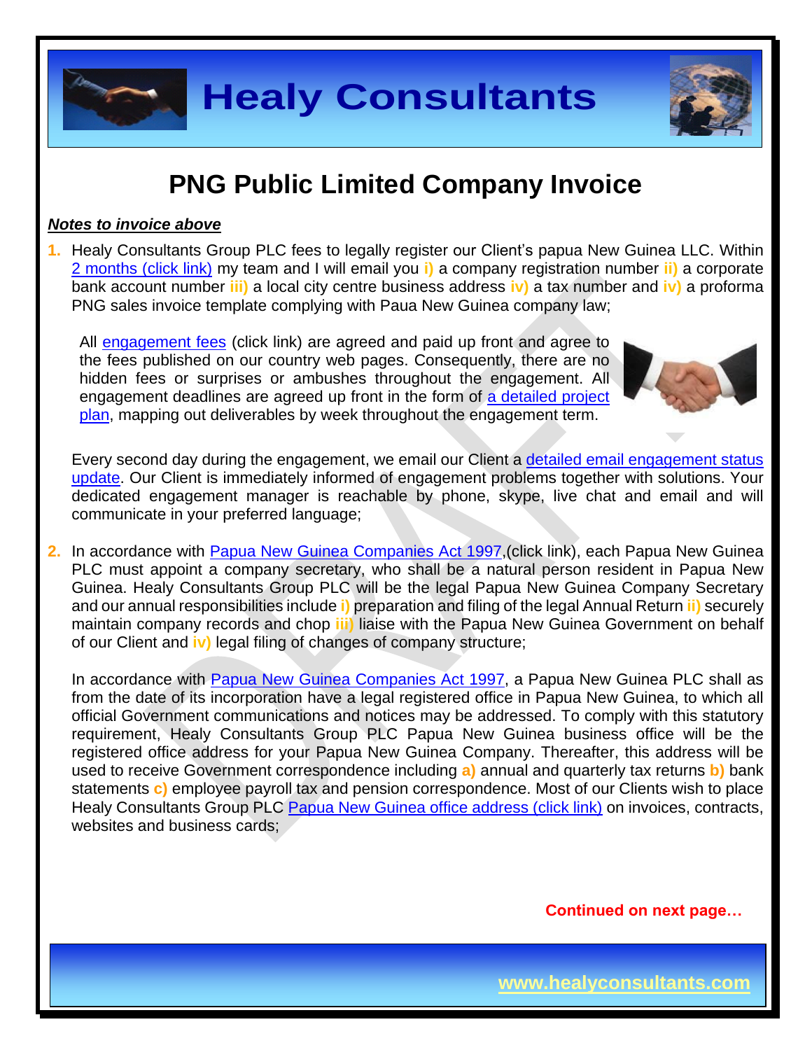# PNG Public Limited Company Invoice

***Notes to invoice above***

1. Healy Consultants Group PLC fees to legally register our Client's papua New Guinea LLC. Within 2 months (click link) my team and I will email you **i)** a company registration number **ii)** a corporate bank account number **iii)** a local city centre business address **iv)** a tax number and **iv)** a proforma PNG sales invoice template complying with Paua New Guinea company law;

   All engagement fees (click link) are agreed and paid up front and agree to the fees published on our country web pages. Consequently, there are no hidden fees or surprises or ambushes throughout the engagement. All engagement deadlines are agreed up front in the form of a detailed project plan, mapping out deliverables by week throughout the engagement term.

   Every second day during the engagement, we email our Client a detailed email engagement status update. Our Client is immediately informed of engagement problems together with solutions. Your dedicated engagement manager is reachable by phone, skype, live chat and email and will communicate in your preferred language;

2. In accordance with Papua New Guinea Companies Act 1997,(click link), each Papua New Guinea PLC must appoint a company secretary, who shall be a natural person resident in Papua New Guinea. Healy Consultants Group PLC will be the legal Papua New Guinea Company Secretary and our annual responsibilities include **i)** preparation and filing of the legal Annual Return **ii)** securely maintain company records and chop **iii)** liaise with the Papua New Guinea Government on behalf of our Client and **iv)** legal filing of changes of company structure;

   In accordance with Papua New Guinea Companies Act 1997, a Papua New Guinea PLC shall as from the date of its incorporation have a legal registered office in Papua New Guinea, to which all official Government communications and notices may be addressed. To comply with this statutory requirement, Healy Consultants Group PLC Papua New Guinea business office will be the registered office address for your Papua New Guinea Company. Thereafter, this address will be used to receive Government correspondence including **a)** annual and quarterly tax returns **b)** bank statements **c)** employee payroll tax and pension correspondence. Most of our Clients wish to place Healy Consultants Group PLC Papua New Guinea office address (click link) on invoices, contracts, websites and business cards;

**Continued on next page…**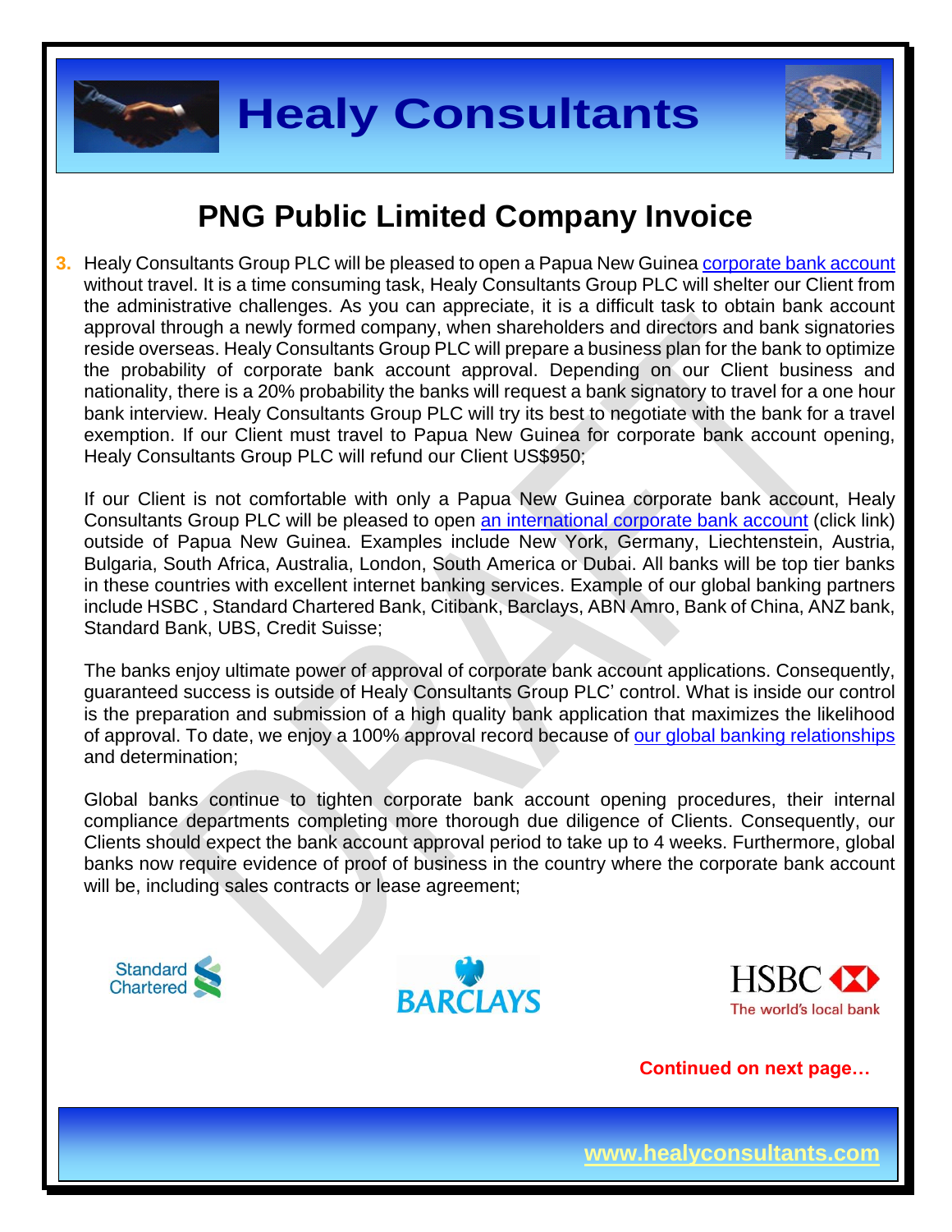# PNG Public Limited Company Invoice

3. Healy Consultants Group PLC will be pleased to open a Papua New Guinea corporate bank account without travel. It is a time consuming task, Healy Consultants Group PLC will shelter our Client from the administrative challenges. As you can appreciate, it is a difficult task to obtain bank account approval through a newly formed company, when shareholders and directors and bank signatories reside overseas. Healy Consultants Group PLC will prepare a business plan for the bank to optimize the probability of corporate bank account approval. Depending on our Client business and nationality, there is a 20% probability the banks will request a bank signatory to travel for a one hour bank interview. Healy Consultants Group PLC will try its best to negotiate with the bank for a travel exemption. If our Client must travel to Papua New Guinea for corporate bank account opening, Healy Consultants Group PLC will refund our Client US$950;

   If our Client is not comfortable with only a Papua New Guinea corporate bank account, Healy Consultants Group PLC will be pleased to open an international corporate bank account (click link) outside of Papua New Guinea. Examples include New York, Germany, Liechtenstein, Austria, Bulgaria, South Africa, Australia, London, South America or Dubai. All banks will be top tier banks in these countries with excellent internet banking services. Example of our global banking partners include HSBC , Standard Chartered Bank, Citibank, Barclays, ABN Amro, Bank of China, ANZ bank, Standard Bank, UBS, Credit Suisse;

   The banks enjoy ultimate power of approval of corporate bank account applications. Consequently, guaranteed success is outside of Healy Consultants Group PLC' control. What is inside our control is the preparation and submission of a high quality bank application that maximizes the likelihood of approval. To date, we enjoy a 100% approval record because of our global banking relationships and determination;

   Global banks continue to tighten corporate bank account opening procedures, their internal compliance departments completing more thorough due diligence of Clients. Consequently, our Clients should expect the bank account approval period to take up to 4 weeks. Furthermore, global banks now require evidence of proof of business in the country where the corporate bank account will be, including sales contracts or lease agreement;

**Continued on next page…**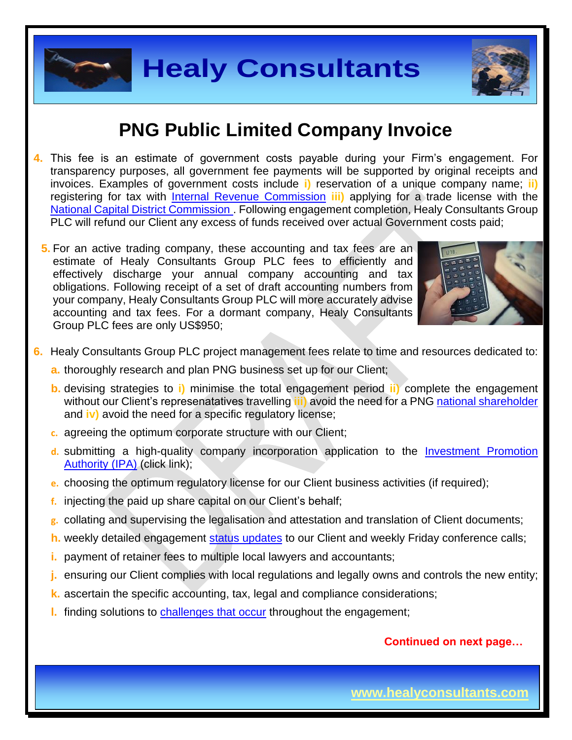# PNG Public Limited Company Invoice

4. This fee is an estimate of government costs payable during your Firm's engagement. For transparency purposes, all government fee payments will be supported by original receipts and invoices. Examples of government costs include **i)** reservation of a unique company name; **ii)** registering for tax with Internal Revenue Commission **iii)** applying for a trade license with the National Capital District Commission . Following engagement completion, Healy Consultants Group PLC will refund our Client any excess of funds received over actual Government costs paid;

5. For an active trading company, these accounting and tax fees are an estimate of Healy Consultants Group PLC fees to efficiently and effectively discharge your annual company accounting and tax obligations. Following receipt of a set of draft accounting numbers from your company, Healy Consultants Group PLC will more accurately advise accounting and tax fees. For a dormant company, Healy Consultants Group PLC fees are only US$950;

6. Healy Consultants Group PLC project management fees relate to time and resources dedicated to:
   - a. thoroughly research and plan PNG business set up for our Client;
   - b. devising strategies to **i)** minimise the total engagement period **ii)** complete the engagement without our Client's represenatatives travelling **iii)** avoid the need for a PNG national shareholder and **iv)** avoid the need for a specific regulatory license;
   - c. agreeing the optimum corporate structure with our Client;
   - d. submitting a high-quality company incorporation application to the Investment Promotion Authority (IPA) (click link);
   - e. choosing the optimum regulatory license for our Client business activities (if required);
   - f. injecting the paid up share capital on our Client's behalf;
   - g. collating and supervising the legalisation and attestation and translation of Client documents;
   - h. weekly detailed engagement status updates to our Client and weekly Friday conference calls;
   - i. payment of retainer fees to multiple local lawyers and accountants;
   - j. ensuring our Client complies with local regulations and legally owns and controls the new entity;
   - k. ascertain the specific accounting, tax, legal and compliance considerations;
   - l. finding solutions to challenges that occur throughout the engagement;

**Continued on next page…**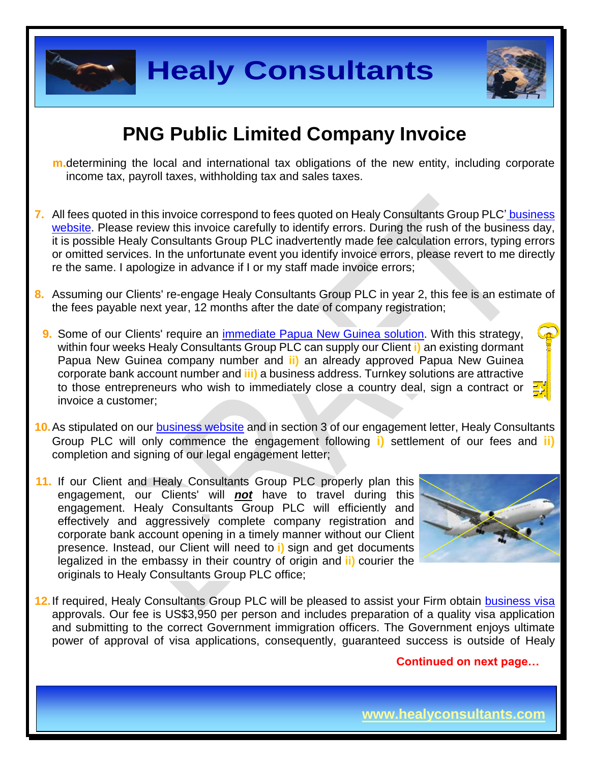# PNG Public Limited Company Invoice

m. determining the local and international tax obligations of the new entity, including corporate income tax, payroll taxes, withholding tax and sales taxes.

7. All fees quoted in this invoice correspond to fees quoted on Healy Consultants Group PLC' business website. Please review this invoice carefully to identify errors. During the rush of the business day, it is possible Healy Consultants Group PLC inadvertently made fee calculation errors, typing errors or omitted services. In the unfortunate event you identify invoice errors, please revert to me directly re the same. I apologize in advance if I or my staff made invoice errors;

8. Assuming our Clients' re-engage Healy Consultants Group PLC in year 2, this fee is an estimate of the fees payable next year, 12 months after the date of company registration;

9. Some of our Clients' require an immediate Papua New Guinea solution. With this strategy, within four weeks Healy Consultants Group PLC can supply our Client **i)** an existing dormant Papua New Guinea company number and **ii)** an already approved Papua New Guinea corporate bank account number and **iii)** a business address. Turnkey solutions are attractive to those entrepreneurs who wish to immediately close a country deal, sign a contract or invoice a customer;

10. As stipulated on our business website and in section 3 of our engagement letter, Healy Consultants Group PLC will only commence the engagement following **i)** settlement of our fees and **ii)** completion and signing of our legal engagement letter;

11. If our Client and Healy Consultants Group PLC properly plan this engagement, our Clients' will ***not*** have to travel during this engagement. Healy Consultants Group PLC will efficiently and effectively and aggressively complete company registration and corporate bank account opening in a timely manner without our Client presence. Instead, our Client will need to **i)** sign and get documents legalized in the embassy in their country of origin and **ii)** courier the originals to Healy Consultants Group PLC office;

12. If required, Healy Consultants Group PLC will be pleased to assist your Firm obtain business visa approvals. Our fee is US$3,950 per person and includes preparation of a quality visa application and submitting to the correct Government immigration officers. The Government enjoys ultimate power of approval of visa applications, consequently, guaranteed success is outside of Healy

**Continued on next page…**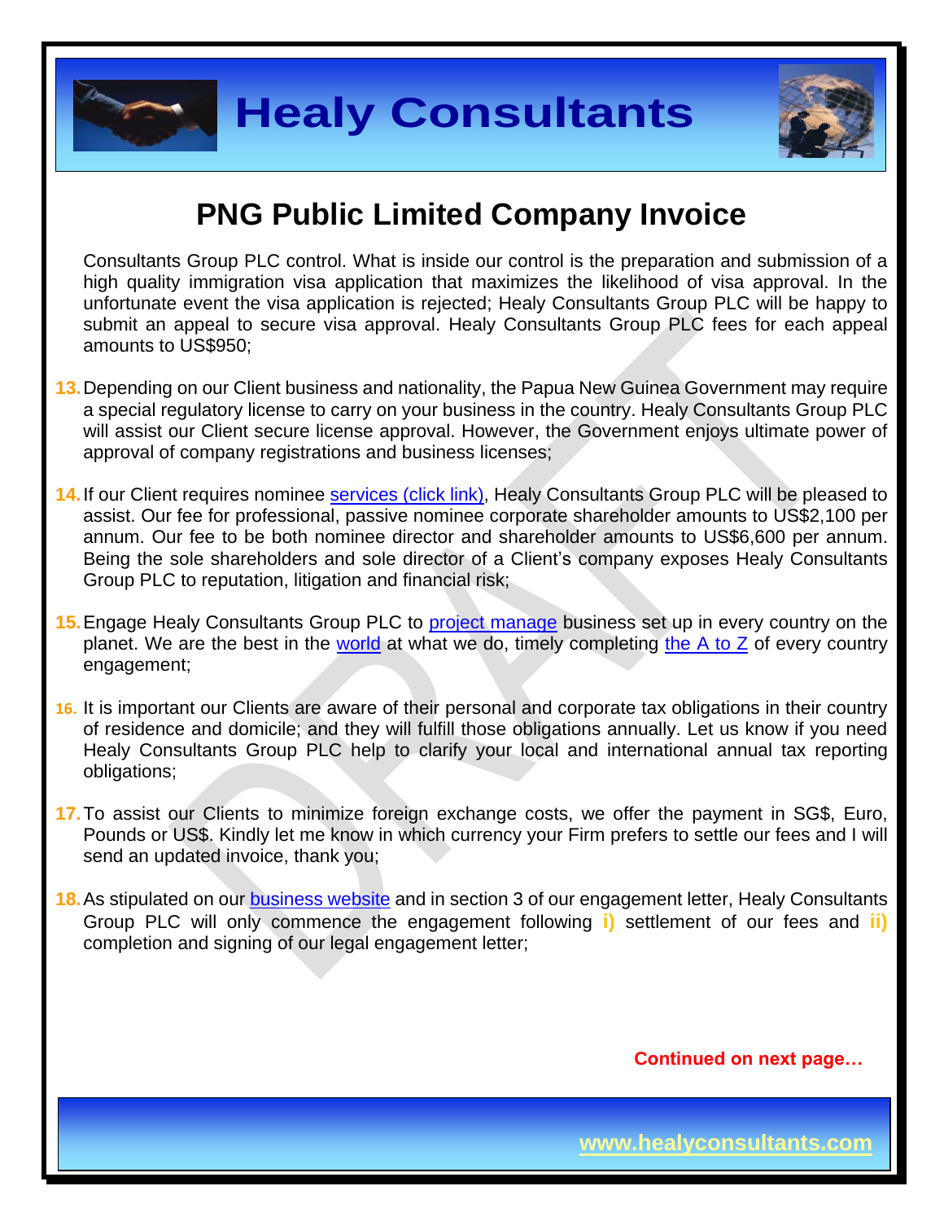# PNG Public Limited Company Invoice

Consultants Group PLC control. What is inside our control is the preparation and submission of a high quality immigration visa application that maximizes the likelihood of visa approval. In the unfortunate event the visa application is rejected; Healy Consultants Group PLC will be happy to submit an appeal to secure visa approval. Healy Consultants Group PLC fees for each appeal amounts to US$950;

13. Depending on our Client business and nationality, the Papua New Guinea Government may require a special regulatory license to carry on your business in the country. Healy Consultants Group PLC will assist our Client secure license approval. However, the Government enjoys ultimate power of approval of company registrations and business licenses;

14. If our Client requires nominee services (click link), Healy Consultants Group PLC will be pleased to assist. Our fee for professional, passive nominee corporate shareholder amounts to US$2,100 per annum. Our fee to be both nominee director and shareholder amounts to US$6,600 per annum. Being the sole shareholders and sole director of a Client's company exposes Healy Consultants Group PLC to reputation, litigation and financial risk;

15. Engage Healy Consultants Group PLC to project manage business set up in every country on the planet. We are the best in the world at what we do, timely completing the A to Z of every country engagement;

16. It is important our Clients are aware of their personal and corporate tax obligations in their country of residence and domicile; and they will fulfill those obligations annually. Let us know if you need Healy Consultants Group PLC help to clarify your local and international annual tax reporting obligations;

17. To assist our Clients to minimize foreign exchange costs, we offer the payment in SG$, Euro, Pounds or US$. Kindly let me know in which currency your Firm prefers to settle our fees and I will send an updated invoice, thank you;

18. As stipulated on our business website and in section 3 of our engagement letter, Healy Consultants Group PLC will only commence the engagement following **i)** settlement of our fees and **ii)** completion and signing of our legal engagement letter;

**Continued on next page…**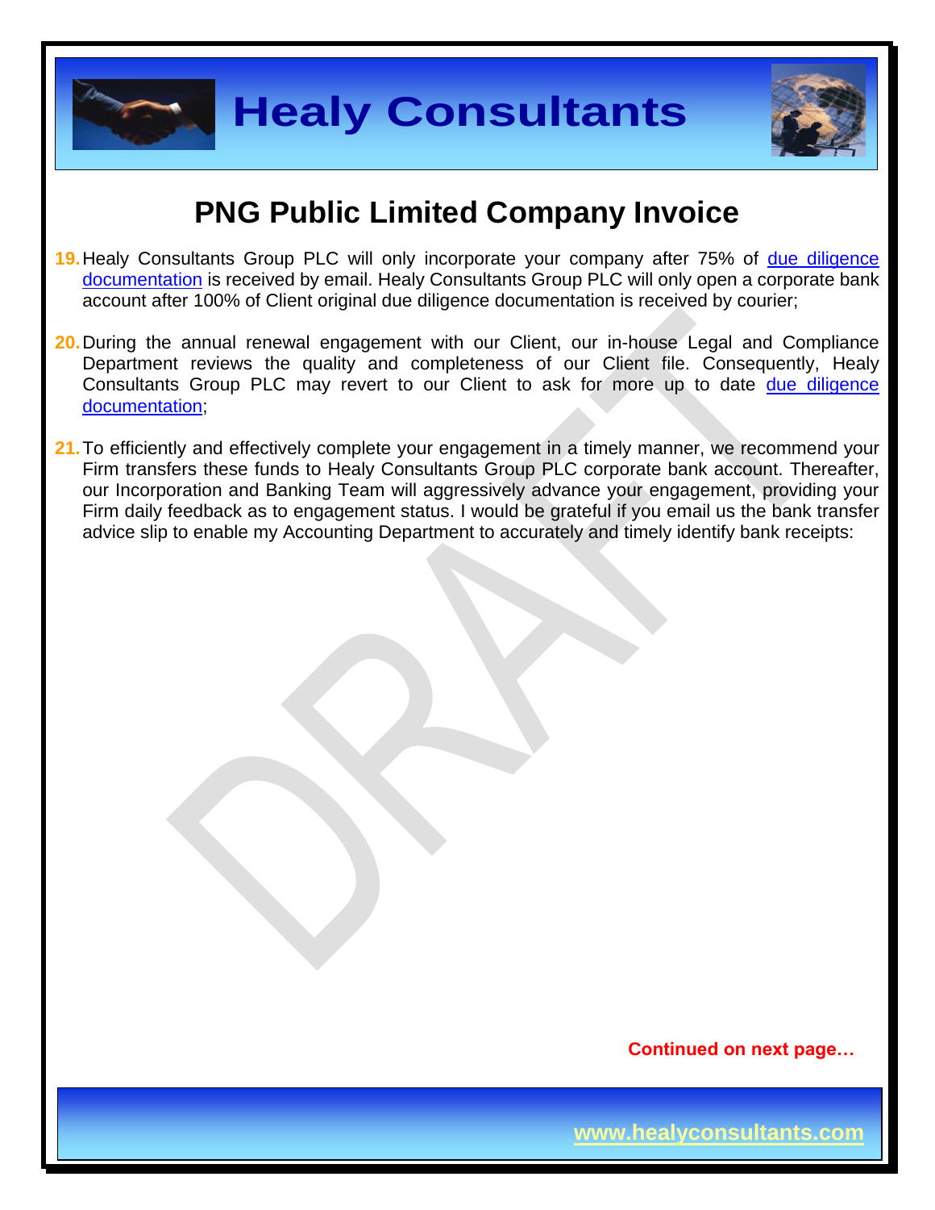# PNG Public Limited Company Invoice

19. Healy Consultants Group PLC will only incorporate your company after 75% of due diligence documentation is received by email. Healy Consultants Group PLC will only open a corporate bank account after 100% of Client original due diligence documentation is received by courier;

20. During the annual renewal engagement with our Client, our in-house Legal and Compliance Department reviews the quality and completeness of our Client file. Consequently, Healy Consultants Group PLC may revert to our Client to ask for more up to date due diligence documentation;

21. To efficiently and effectively complete your engagement in a timely manner, we recommend your Firm transfers these funds to Healy Consultants Group PLC corporate bank account. Thereafter, our Incorporation and Banking Team will aggressively advance your engagement, providing your Firm daily feedback as to engagement status. I would be grateful if you email us the bank transfer advice slip to enable my Accounting Department to accurately and timely identify bank receipts:

**Continued on next page…**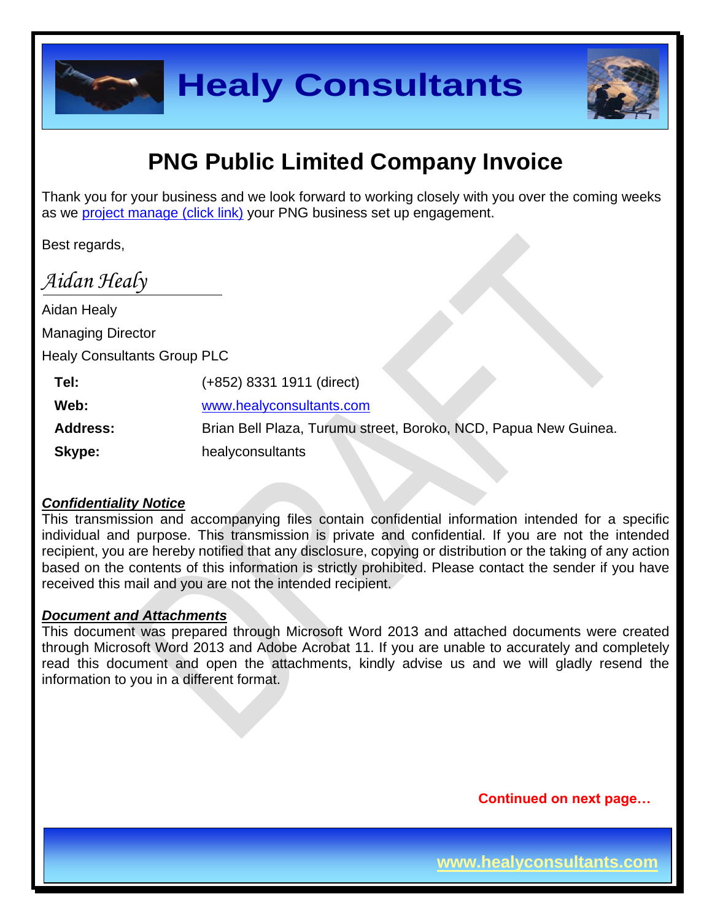# PNG Public Limited Company Invoice

Thank you for your business and we look forward to working closely with you over the coming weeks as we [project manage (click link)]() your PNG business set up engagement.

Best regards,

*Aidan Healy*

Aidan Healy

Managing Director

Healy Consultants Group PLC

| | |
|---|---|
| **Tel:** | (+852) 8331 1911 (direct) |
| **Web:** | www.healyconsultants.com |
| **Address:** | Brian Bell Plaza, Turumu street, Boroko, NCD, Papua New Guinea. |
| **Skype:** | healyconsultants |

***Confidentiality Notice***

This transmission and accompanying files contain confidential information intended for a specific individual and purpose. This transmission is private and confidential. If you are not the intended recipient, you are hereby notified that any disclosure, copying or distribution or the taking of any action based on the contents of this information is strictly prohibited. Please contact the sender if you have received this mail and you are not the intended recipient.

***Document and Attachments***

This document was prepared through Microsoft Word 2013 and attached documents were created through Microsoft Word 2013 and Adobe Acrobat 11. If you are unable to accurately and completely read this document and open the attachments, kindly advise us and we will gladly resend the information to you in a different format.

**Continued on next page…**